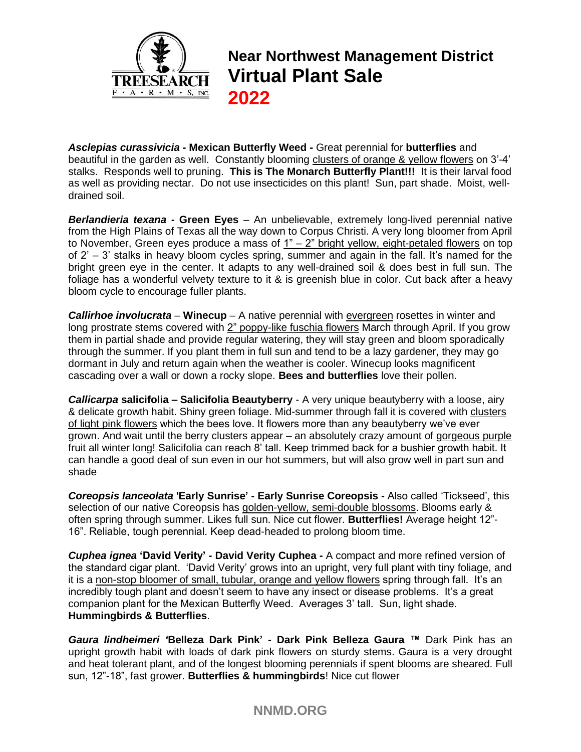# Near Northwest Management District Virtual Plant Sale 2022

***Asclepias curassivicia* - Mexican Butterfly Weed -** Great perennial for **butterflies** and beautiful in the garden as well. Constantly blooming clusters of orange & yellow flowers on 3'-4' stalks. Responds well to pruning. **This is The Monarch Butterfly Plant!!!** It is their larval food as well as providing nectar. Do not use insecticides on this plant! Sun, part shade. Moist, well-drained soil.

***Berlandieria texana* - Green Eyes** – An unbelievable, extremely long-lived perennial native from the High Plains of Texas all the way down to Corpus Christi. A very long bloomer from April to November, Green eyes produce a mass of 1" – 2" bright yellow, eight-petaled flowers on top of 2' – 3' stalks in heavy bloom cycles spring, summer and again in the fall. It's named for the bright green eye in the center. It adapts to any well-drained soil & does best in full sun. The foliage has a wonderful velvety texture to it & is greenish blue in color. Cut back after a heavy bloom cycle to encourage fuller plants.

***Callirhoe involucrata* – Winecup** – A native perennial with evergreen rosettes in winter and long prostrate stems covered with 2" poppy-like fuschia flowers March through April. If you grow them in partial shade and provide regular watering, they will stay green and bloom sporadically through the summer. If you plant them in full sun and tend to be a lazy gardener, they may go dormant in July and return again when the weather is cooler. Winecup looks magnificent cascading over a wall or down a rocky slope. **Bees and butterflies** love their pollen.

***Callicarpa* salicifolia – Salicifolia Beautyberry** - A very unique beautyberry with a loose, airy & delicate growth habit. Shiny green foliage. Mid-summer through fall it is covered with clusters of light pink flowers which the bees love. It flowers more than any beautyberry we've ever grown. And wait until the berry clusters appear – an absolutely crazy amount of gorgeous purple fruit all winter long! Salicifolia can reach 8' tall. Keep trimmed back for a bushier growth habit. It can handle a good deal of sun even in our hot summers, but will also grow well in part sun and shade

***Coreopsis lanceolata* 'Early Sunrise' - Early Sunrise Coreopsis -** Also called 'Tickseed', this selection of our native Coreopsis has golden-yellow, semi-double blossoms. Blooms early & often spring through summer. Likes full sun. Nice cut flower. **Butterflies!** Average height 12"-16". Reliable, tough perennial. Keep dead-headed to prolong bloom time.

***Cuphea ignea* 'David Verity' - David Verity Cuphea -** A compact and more refined version of the standard cigar plant. 'David Verity' grows into an upright, very full plant with tiny foliage, and it is a non-stop bloomer of small, tubular, orange and yellow flowers spring through fall. It's an incredibly tough plant and doesn't seem to have any insect or disease problems. It's a great companion plant for the Mexican Butterfly Weed. Averages 3' tall. Sun, light shade. **Hummingbirds & Butterflies**.

***Gaura lindheimeri* 'Belleza Dark Pink' - Dark Pink Belleza Gaura ™** Dark Pink has an upright growth habit with loads of dark pink flowers on sturdy stems. Gaura is a very drought and heat tolerant plant, and of the longest blooming perennials if spent blooms are sheared. Full sun, 12"-18", fast grower. **Butterflies & hummingbirds**! Nice cut flower

**NNMD.ORG**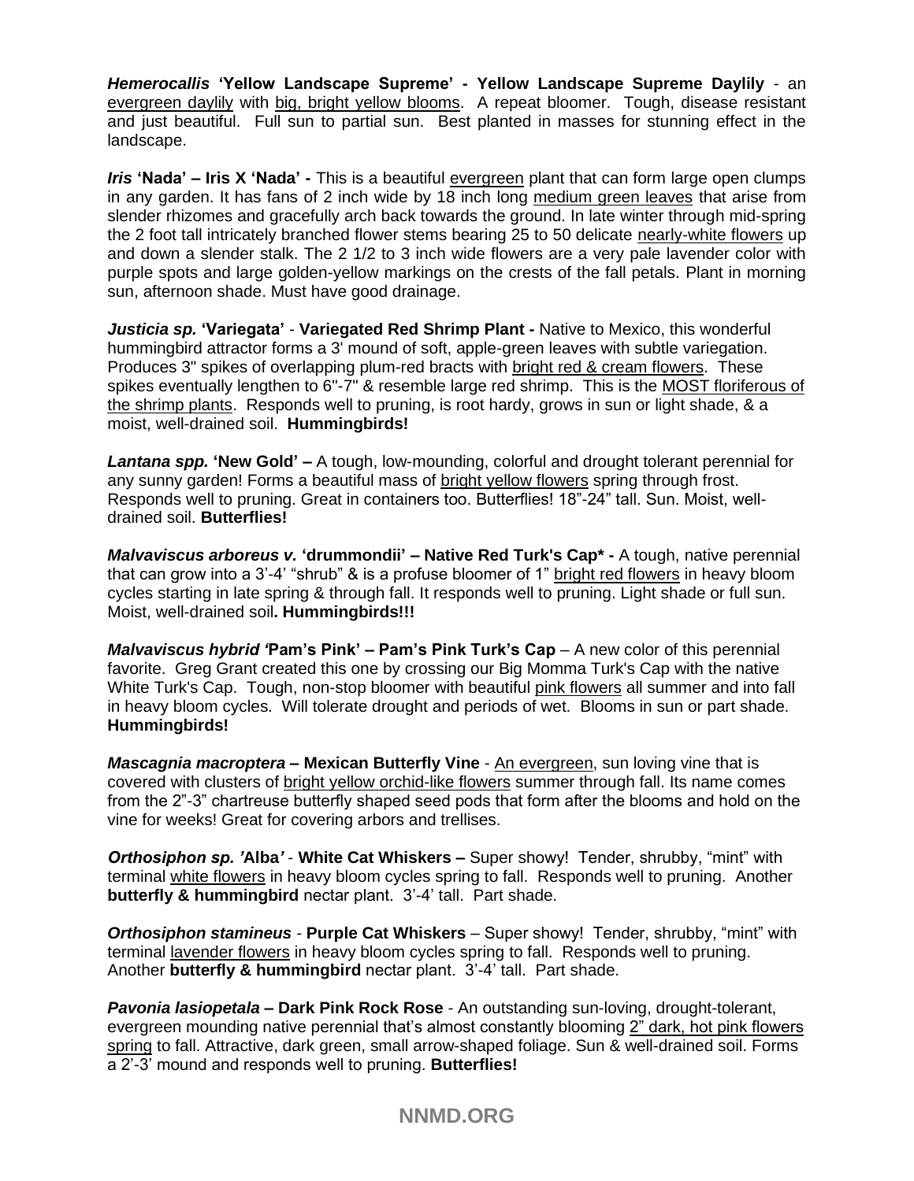***Hemerocallis* 'Yellow Landscape Supreme' - Yellow Landscape Supreme Daylily** - an <u>evergreen daylily</u> with <u>big, bright yellow blooms</u>. A repeat bloomer. Tough, disease resistant and just beautiful. Full sun to partial sun. Best planted in masses for stunning effect in the landscape.

***Iris* 'Nada' – Iris X 'Nada' -** This is a beautiful <u>evergreen</u> plant that can form large open clumps in any garden. It has fans of 2 inch wide by 18 inch long <u>medium green leaves</u> that arise from slender rhizomes and gracefully arch back towards the ground. In late winter through mid-spring the 2 foot tall intricately branched flower stems bearing 25 to 50 delicate <u>nearly-white flowers</u> up and down a slender stalk. The 2 1/2 to 3 inch wide flowers are a very pale lavender color with purple spots and large golden-yellow markings on the crests of the fall petals. Plant in morning sun, afternoon shade. Must have good drainage.

***Justicia sp.* 'Variegata'** - **Variegated Red Shrimp Plant -** Native to Mexico, this wonderful hummingbird attractor forms a 3' mound of soft, apple-green leaves with subtle variegation. Produces 3" spikes of overlapping plum-red bracts with <u>bright red & cream flowers</u>. These spikes eventually lengthen to 6"-7" & resemble large red shrimp. This is the <u>MOST floriferous of the shrimp plants</u>. Responds well to pruning, is root hardy, grows in sun or light shade, & a moist, well-drained soil. **Hummingbirds!**

***Lantana spp.* 'New Gold' –** A tough, low-mounding, colorful and drought tolerant perennial for any sunny garden! Forms a beautiful mass of <u>bright yellow flowers</u> spring through frost. Responds well to pruning. Great in containers too. Butterflies! 18"-24" tall. Sun. Moist, well-drained soil. **Butterflies!**

***Malvaviscus arboreus v.* 'drummondii' – Native Red Turk's Cap* -** A tough, native perennial that can grow into a 3'-4' "shrub" & is a profuse bloomer of 1" <u>bright red flowers</u> in heavy bloom cycles starting in late spring & through fall. It responds well to pruning. Light shade or full sun. Moist, well-drained soil**. Hummingbirds!!!**

***Malvaviscus hybrid '*Pam's Pink' – Pam's Pink Turk's Cap** – A new color of this perennial favorite. Greg Grant created this one by crossing our Big Momma Turk's Cap with the native White Turk's Cap. Tough, non-stop bloomer with beautiful <u>pink flowers</u> all summer and into fall in heavy bloom cycles. Will tolerate drought and periods of wet. Blooms in sun or part shade. **Hummingbirds!**

***Mascagnia macroptera* – Mexican Butterfly Vine** - <u>An evergreen</u>, sun loving vine that is covered with clusters of <u>bright yellow orchid-like flowers</u> summer through fall. Its name comes from the 2"-3" chartreuse butterfly shaped seed pods that form after the blooms and hold on the vine for weeks! Great for covering arbors and trellises.

***Orthosiphon sp.* 'Alba'** - **White Cat Whiskers –** Super showy! Tender, shrubby, "mint" with terminal <u>white flowers</u> in heavy bloom cycles spring to fall. Responds well to pruning. Another **butterfly & hummingbird** nectar plant. 3'-4' tall. Part shade.

***Orthosiphon stamineus*** - **Purple Cat Whiskers** – Super showy! Tender, shrubby, "mint" with terminal <u>lavender flowers</u> in heavy bloom cycles spring to fall. Responds well to pruning. Another **butterfly & hummingbird** nectar plant. 3'-4' tall. Part shade.

***Pavonia lasiopetala* – Dark Pink Rock Rose** - An outstanding sun-loving, drought-tolerant, evergreen mounding native perennial that's almost constantly blooming <u>2" dark, hot pink flowers spring</u> to fall. Attractive, dark green, small arrow-shaped foliage. Sun & well-drained soil. Forms a 2'-3' mound and responds well to pruning. **Butterflies!**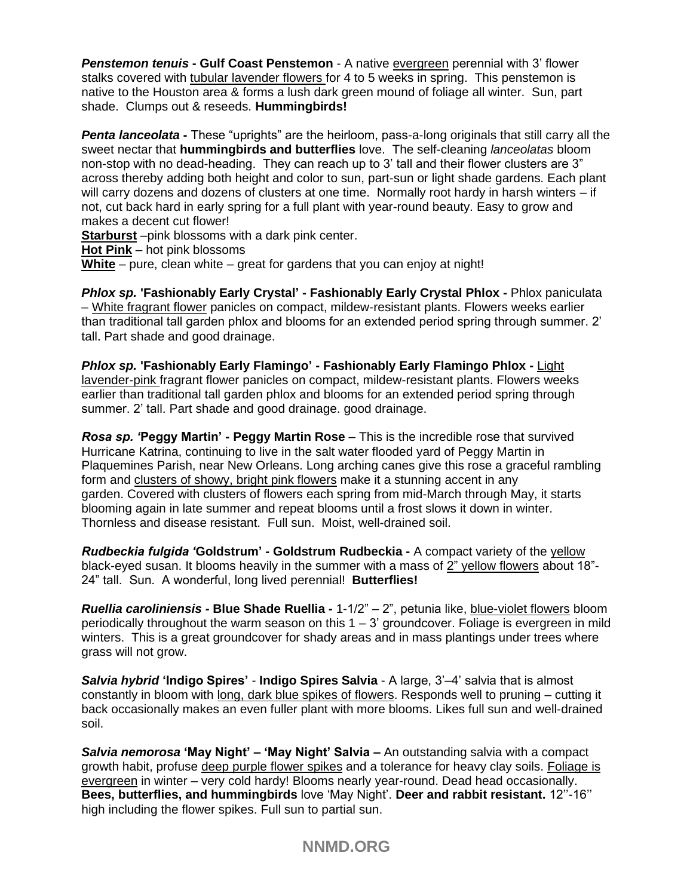***Penstemon tenuis* - Gulf Coast Penstemon** - A native evergreen perennial with 3' flower stalks covered with tubular lavender flowers for 4 to 5 weeks in spring. This penstemon is native to the Houston area & forms a lush dark green mound of foliage all winter. Sun, part shade. Clumps out & reseeds. **Hummingbirds!**

***Penta lanceolata* -** These "uprights" are the heirloom, pass-a-long originals that still carry all the sweet nectar that **hummingbirds and butterflies** love. The self-cleaning *lanceolatas* bloom non-stop with no dead-heading. They can reach up to 3' tall and their flower clusters are 3" across thereby adding both height and color to sun, part-sun or light shade gardens. Each plant will carry dozens and dozens of clusters at one time. Normally root hardy in harsh winters – if not, cut back hard in early spring for a full plant with year-round beauty. Easy to grow and makes a decent cut flower!

**Starburst** –pink blossoms with a dark pink center.
**Hot Pink** – hot pink blossoms
**White** – pure, clean white – great for gardens that you can enjoy at night!

***Phlox sp.* 'Fashionably Early Crystal' - Fashionably Early Crystal Phlox -** Phlox paniculata – White fragrant flower panicles on compact, mildew-resistant plants. Flowers weeks earlier than traditional tall garden phlox and blooms for an extended period spring through summer. 2' tall. Part shade and good drainage.

***Phlox sp.* 'Fashionably Early Flamingo' - Fashionably Early Flamingo Phlox -** Light lavender-pink fragrant flower panicles on compact, mildew-resistant plants. Flowers weeks earlier than traditional tall garden phlox and blooms for an extended period spring through summer. 2' tall. Part shade and good drainage. good drainage.

***Rosa sp.* 'Peggy Martin' - Peggy Martin Rose** – This is the incredible rose that survived Hurricane Katrina, continuing to live in the salt water flooded yard of Peggy Martin in Plaquemines Parish, near New Orleans. Long arching canes give this rose a graceful rambling form and clusters of showy, bright pink flowers make it a stunning accent in any garden. Covered with clusters of flowers each spring from mid-March through May, it starts blooming again in late summer and repeat blooms until a frost slows it down in winter. Thornless and disease resistant. Full sun. Moist, well-drained soil.

***Rudbeckia fulgida* 'Goldstrum' - Goldstrum Rudbeckia -** A compact variety of the yellow black-eyed susan. It blooms heavily in the summer with a mass of 2" yellow flowers about 18"-24" tall. Sun. A wonderful, long lived perennial! **Butterflies!**

***Ruellia caroliniensis* - Blue Shade Ruellia -** 1-1/2" – 2", petunia like, blue-violet flowers bloom periodically throughout the warm season on this 1 – 3' groundcover. Foliage is evergreen in mild winters. This is a great groundcover for shady areas and in mass plantings under trees where grass will not grow.

***Salvia hybrid* 'Indigo Spires' - Indigo Spires Salvia** - A large, 3'–4' salvia that is almost constantly in bloom with long, dark blue spikes of flowers. Responds well to pruning – cutting it back occasionally makes an even fuller plant with more blooms. Likes full sun and well-drained soil.

***Salvia nemorosa* 'May Night' – 'May Night' Salvia –** An outstanding salvia with a compact growth habit, profuse deep purple flower spikes and a tolerance for heavy clay soils. Foliage is evergreen in winter – very cold hardy! Blooms nearly year-round. Dead head occasionally. **Bees, butterflies, and hummingbirds** love 'May Night'. **Deer and rabbit resistant.** 12''-16'' high including the flower spikes. Full sun to partial sun.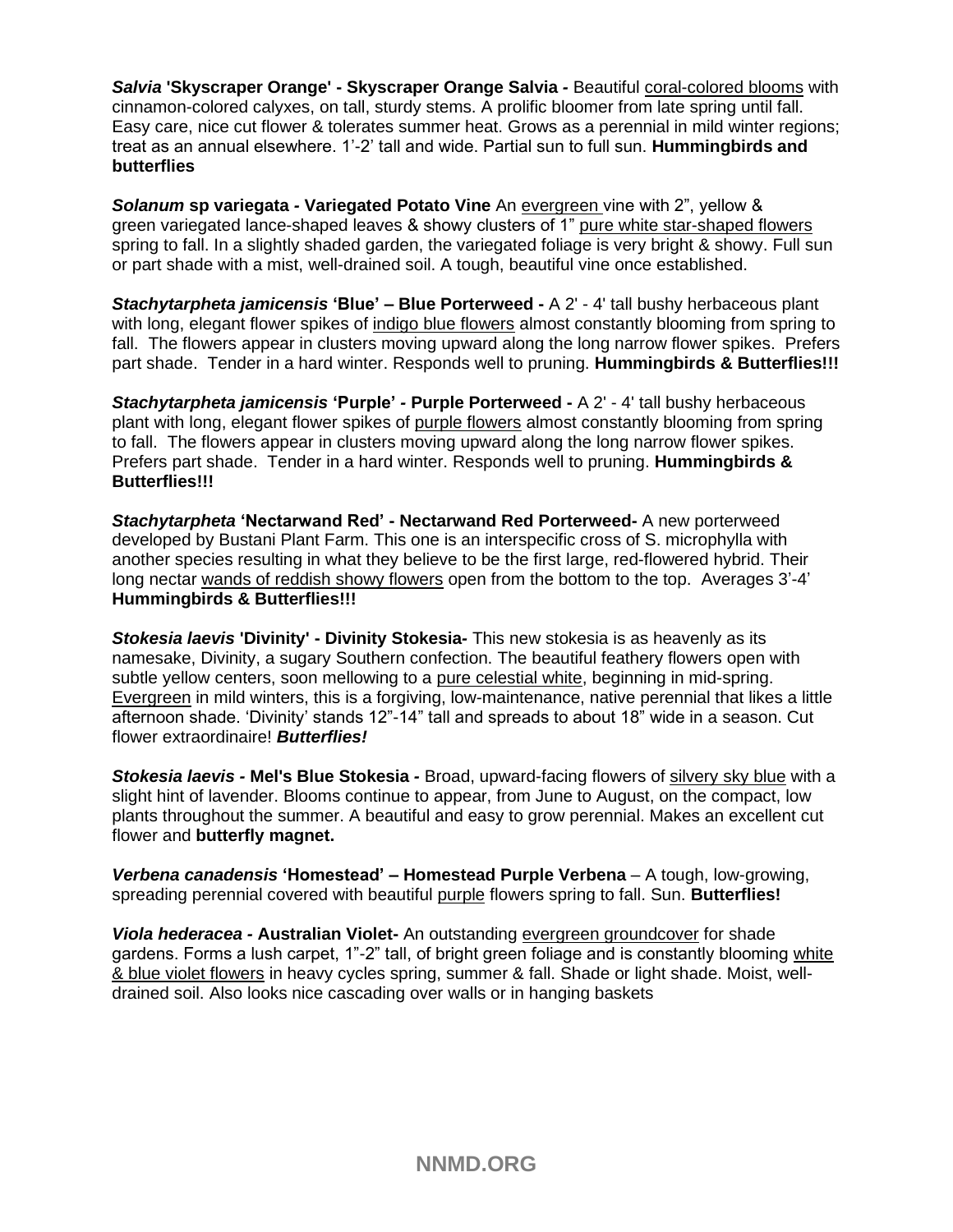***Salvia* 'Skyscraper Orange' - Skyscraper Orange Salvia -** Beautiful coral-colored blooms with cinnamon-colored calyxes, on tall, sturdy stems. A prolific bloomer from late spring until fall. Easy care, nice cut flower & tolerates summer heat. Grows as a perennial in mild winter regions; treat as an annual elsewhere. 1'-2' tall and wide. Partial sun to full sun. **Hummingbirds and butterflies**

***Solanum* sp variegata - Variegated Potato Vine** An evergreen vine with 2", yellow & green variegated lance-shaped leaves & showy clusters of 1" pure white star-shaped flowers spring to fall. In a slightly shaded garden, the variegated foliage is very bright & showy. Full sun or part shade with a mist, well-drained soil. A tough, beautiful vine once established.

***Stachytarpheta jamicensis* 'Blue' – Blue Porterweed -** A 2' - 4' tall bushy herbaceous plant with long, elegant flower spikes of indigo blue flowers almost constantly blooming from spring to fall. The flowers appear in clusters moving upward along the long narrow flower spikes. Prefers part shade. Tender in a hard winter. Responds well to pruning. **Hummingbirds & Butterflies!!!**

***Stachytarpheta jamicensis* 'Purple' - Purple Porterweed -** A 2' - 4' tall bushy herbaceous plant with long, elegant flower spikes of purple flowers almost constantly blooming from spring to fall. The flowers appear in clusters moving upward along the long narrow flower spikes. Prefers part shade. Tender in a hard winter. Responds well to pruning. **Hummingbirds & Butterflies!!!**

***Stachytarpheta* 'Nectarwand Red' - Nectarwand Red Porterweed-** A new porterweed developed by Bustani Plant Farm. This one is an interspecific cross of S. microphylla with another species resulting in what they believe to be the first large, red-flowered hybrid. Their long nectar wands of reddish showy flowers open from the bottom to the top. Averages 3'-4' **Hummingbirds & Butterflies!!!**

***Stokesia laevis* 'Divinity' - Divinity Stokesia-** This new stokesia is as heavenly as its namesake, Divinity, a sugary Southern confection. The beautiful feathery flowers open with subtle yellow centers, soon mellowing to a pure celestial white, beginning in mid-spring. Evergreen in mild winters, this is a forgiving, low-maintenance, native perennial that likes a little afternoon shade. 'Divinity' stands 12"-14" tall and spreads to about 18" wide in a season. Cut flower extraordinaire! ***Butterflies!***

***Stokesia laevis* - Mel's Blue Stokesia -** Broad, upward-facing flowers of silvery sky blue with a slight hint of lavender. Blooms continue to appear, from June to August, on the compact, low plants throughout the summer. A beautiful and easy to grow perennial. Makes an excellent cut flower and **butterfly magnet.**

***Verbena canadensis* 'Homestead' – Homestead Purple Verbena** – A tough, low-growing, spreading perennial covered with beautiful purple flowers spring to fall. Sun. **Butterflies!**

***Viola hederacea* - Australian Violet-** An outstanding evergreen groundcover for shade gardens. Forms a lush carpet, 1"-2" tall, of bright green foliage and is constantly blooming white & blue violet flowers in heavy cycles spring, summer & fall. Shade or light shade. Moist, well-drained soil. Also looks nice cascading over walls or in hanging baskets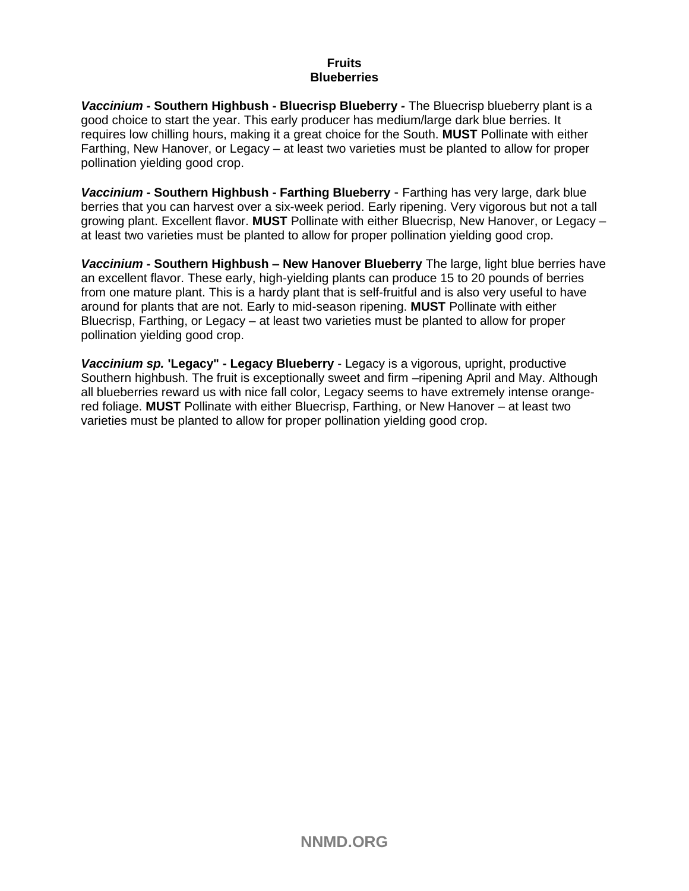**Fruits**
**Blueberries**

***Vaccinium -*** **Southern Highbush - Bluecrisp Blueberry -** The Bluecrisp blueberry plant is a good choice to start the year. This early producer has medium/large dark blue berries. It requires low chilling hours, making it a great choice for the South. **MUST** Pollinate with either Farthing, New Hanover, or Legacy – at least two varieties must be planted to allow for proper pollination yielding good crop.

***Vaccinium -*** **Southern Highbush - Farthing Blueberry** - Farthing has very large, dark blue berries that you can harvest over a six-week period. Early ripening. Very vigorous but not a tall growing plant. Excellent flavor. **MUST** Pollinate with either Bluecrisp, New Hanover, or Legacy – at least two varieties must be planted to allow for proper pollination yielding good crop.

***Vaccinium -*** **Southern Highbush – New Hanover Blueberry** The large, light blue berries have an excellent flavor. These early, high-yielding plants can produce 15 to 20 pounds of berries from one mature plant. This is a hardy plant that is self-fruitful and is also very useful to have around for plants that are not. Early to mid-season ripening. **MUST** Pollinate with either Bluecrisp, Farthing, or Legacy – at least two varieties must be planted to allow for proper pollination yielding good crop.

***Vaccinium sp.*** **'Legacy" - Legacy Blueberry** - Legacy is a vigorous, upright, productive Southern highbush. The fruit is exceptionally sweet and firm –ripening April and May. Although all blueberries reward us with nice fall color, Legacy seems to have extremely intense orange-red foliage. **MUST** Pollinate with either Bluecrisp, Farthing, or New Hanover – at least two varieties must be planted to allow for proper pollination yielding good crop.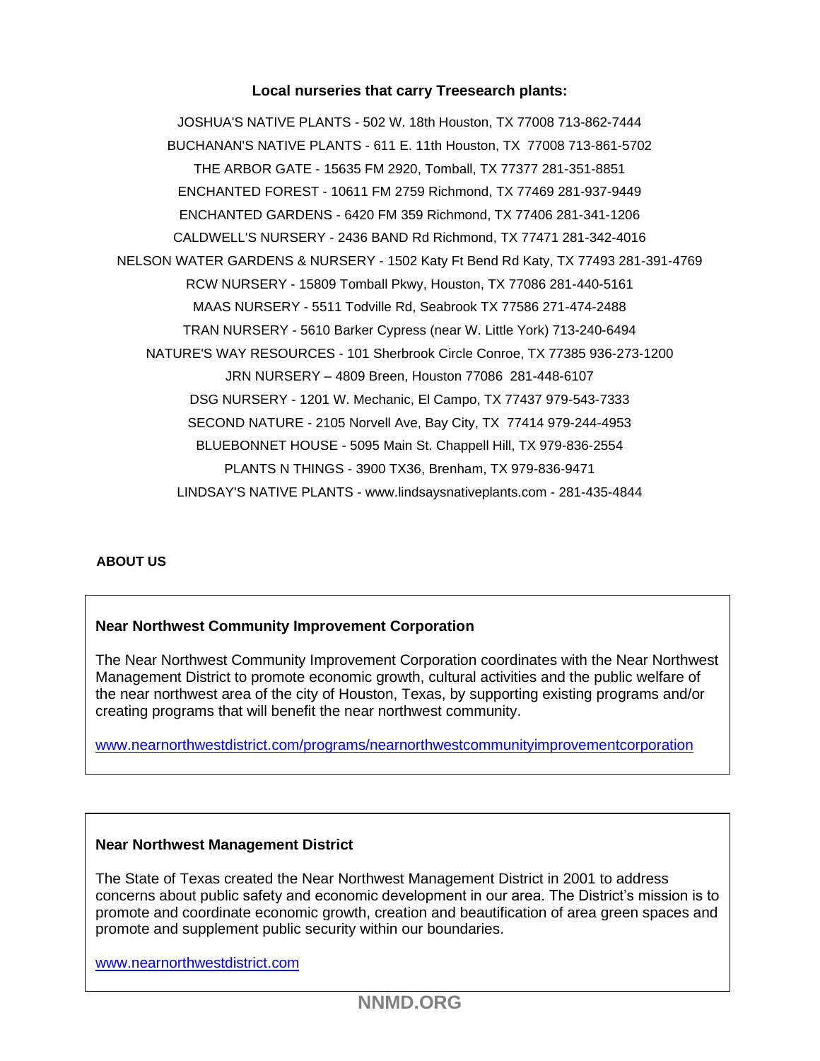### Local nurseries that carry Treesearch plants:

JOSHUA'S NATIVE PLANTS - 502 W. 18th Houston, TX 77008 713-862-7444

BUCHANAN'S NATIVE PLANTS - 611 E. 11th Houston, TX 77008 713-861-5702

THE ARBOR GATE - 15635 FM 2920, Tomball, TX 77377 281-351-8851

ENCHANTED FOREST - 10611 FM 2759 Richmond, TX 77469 281-937-9449

ENCHANTED GARDENS - 6420 FM 359 Richmond, TX 77406 281-341-1206

CALDWELL'S NURSERY - 2436 BAND Rd Richmond, TX 77471 281-342-4016

NELSON WATER GARDENS & NURSERY - 1502 Katy Ft Bend Rd Katy, TX 77493 281-391-4769

RCW NURSERY - 15809 Tomball Pkwy, Houston, TX 77086 281-440-5161

MAAS NURSERY - 5511 Todville Rd, Seabrook TX 77586 271-474-2488

TRAN NURSERY - 5610 Barker Cypress (near W. Little York) 713-240-6494

NATURE'S WAY RESOURCES - 101 Sherbrook Circle Conroe, TX 77385 936-273-1200

JRN NURSERY – 4809 Breen, Houston 77086 281-448-6107

DSG NURSERY - 1201 W. Mechanic, El Campo, TX 77437 979-543-7333

SECOND NATURE - 2105 Norvell Ave, Bay City, TX 77414 979-244-4953

BLUEBONNET HOUSE - 5095 Main St. Chappell Hill, TX 979-836-2554

PLANTS N THINGS - 3900 TX36, Brenham, TX 979-836-9471

LINDSAY'S NATIVE PLANTS - www.lindsaysnativeplants.com - 281-435-4844

### ABOUT US

**Near Northwest Community Improvement Corporation**

The Near Northwest Community Improvement Corporation coordinates with the Near Northwest Management District to promote economic growth, cultural activities and the public welfare of the near northwest area of the city of Houston, Texas, by supporting existing programs and/or creating programs that will benefit the near northwest community.

www.nearnorthwestdistrict.com/programs/nearnorthwestcommunityimprovementcorporation

**Near Northwest Management District**

The State of Texas created the Near Northwest Management District in 2001 to address concerns about public safety and economic development in our area. The District's mission is to promote and coordinate economic growth, creation and beautification of area green spaces and promote and supplement public security within our boundaries.

www.nearnorthwestdistrict.com

**NNMD.ORG**